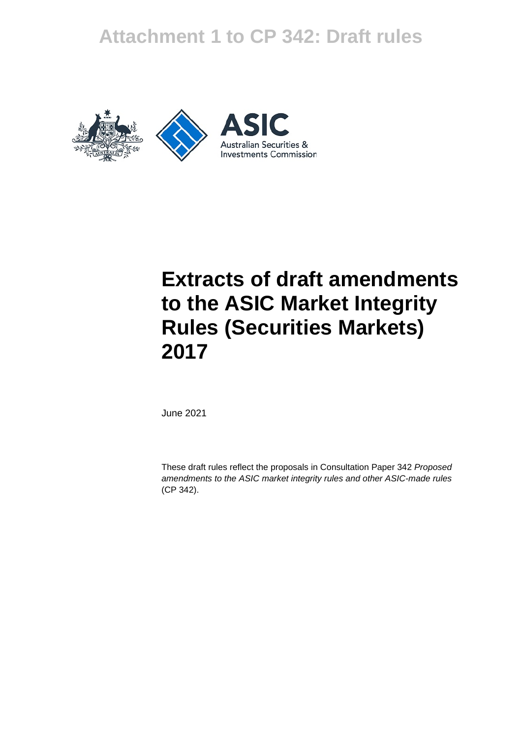# Attachment 1 to CP 342: Draft rules

ASIC

Australian Securities & Investments Commission

# Extracts of draft amendments to the ASIC Market Integrity Rules (Securities Markets) 2017

June 2021

These draft rules reflect the proposals in Consultation Paper 342 *Proposed amendments to the ASIC market integrity rules and other ASIC-made rules* (CP 342).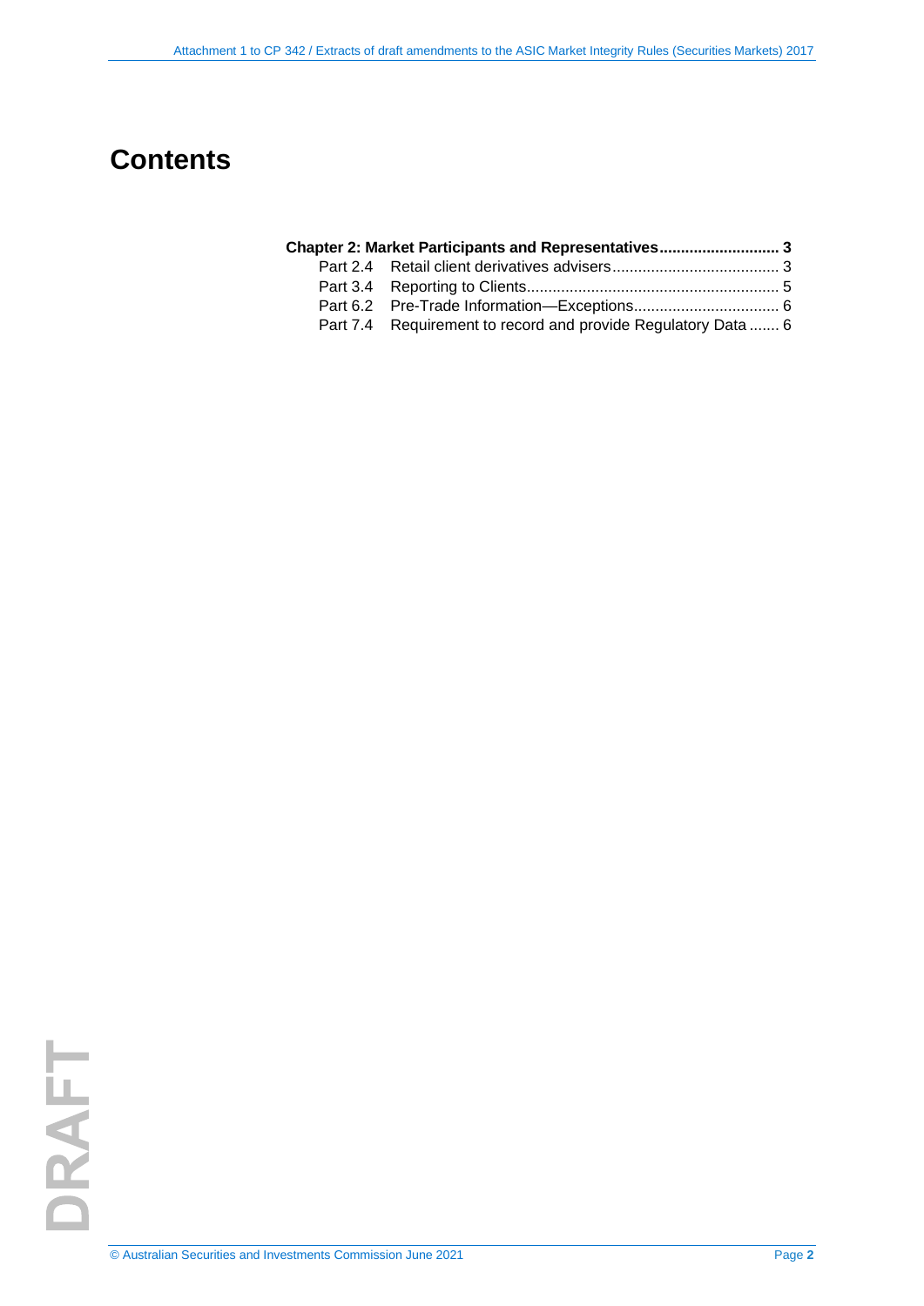# Contents

**Chapter 2: Market Participants and Representatives ............................ 3**

Part 2.4 Retail client derivatives advisers ....................................... 3

Part 3.4 Reporting to Clients ........................................................... 5

Part 6.2 Pre-Trade Information—Exceptions .................................. 6

Part 7.4 Requirement to record and provide Regulatory Data ....... 6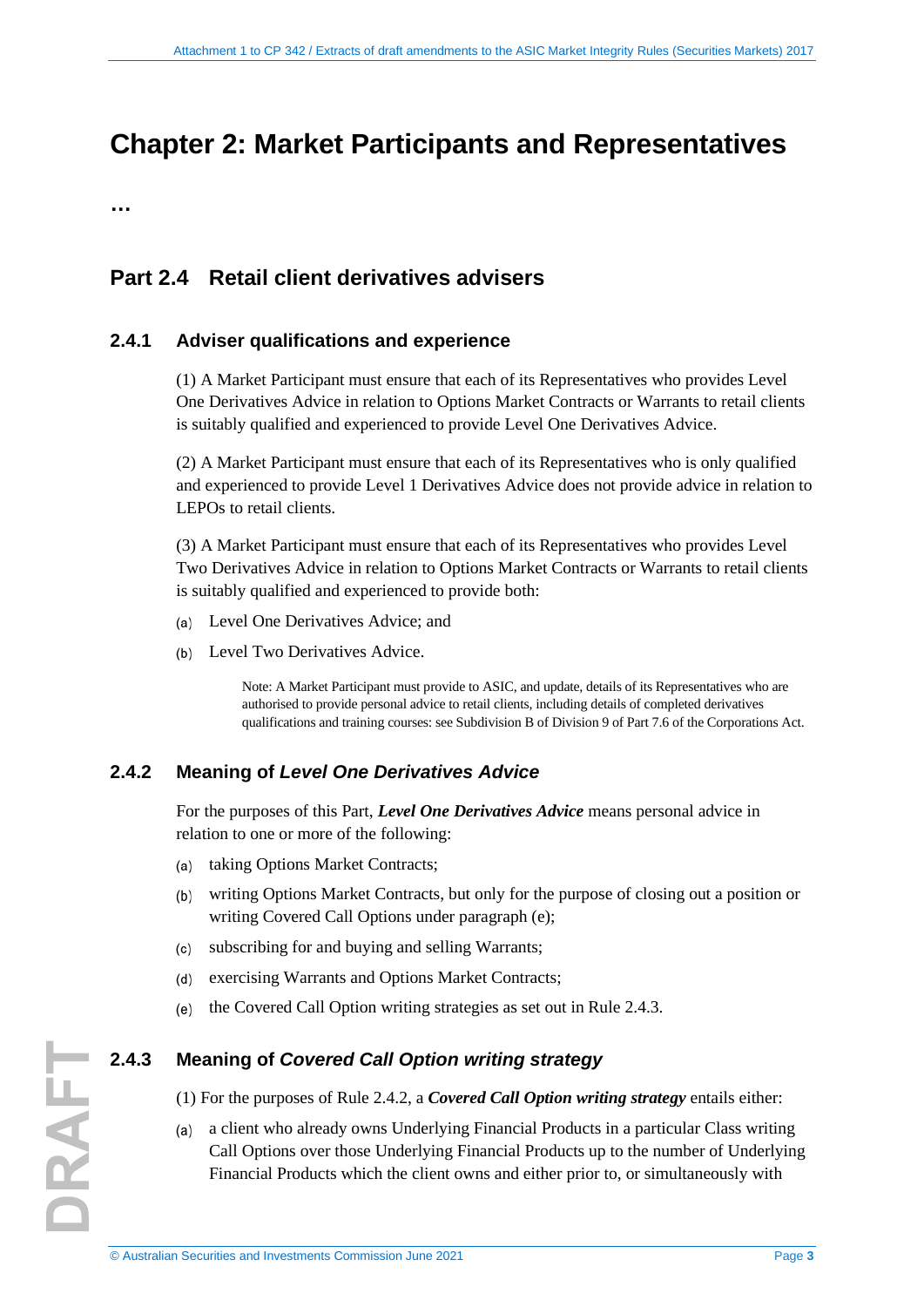# Chapter 2: Market Participants and Representatives

…

## Part 2.4 Retail client derivatives advisers

### 2.4.1 Adviser qualifications and experience

(1) A Market Participant must ensure that each of its Representatives who provides Level One Derivatives Advice in relation to Options Market Contracts or Warrants to retail clients is suitably qualified and experienced to provide Level One Derivatives Advice.

(2) A Market Participant must ensure that each of its Representatives who is only qualified and experienced to provide Level 1 Derivatives Advice does not provide advice in relation to LEPOs to retail clients.

(3) A Market Participant must ensure that each of its Representatives who provides Level Two Derivatives Advice in relation to Options Market Contracts or Warrants to retail clients is suitably qualified and experienced to provide both:

(a) Level One Derivatives Advice; and

(b) Level Two Derivatives Advice.

> Note: A Market Participant must provide to ASIC, and update, details of its Representatives who are authorised to provide personal advice to retail clients, including details of completed derivatives qualifications and training courses: see Subdivision B of Division 9 of Part 7.6 of the Corporations Act.

### 2.4.2 Meaning of *Level One Derivatives Advice*

For the purposes of this Part, ***Level One Derivatives Advice*** means personal advice in relation to one or more of the following:

(a) taking Options Market Contracts;

(b) writing Options Market Contracts, but only for the purpose of closing out a position or writing Covered Call Options under paragraph (e);

(c) subscribing for and buying and selling Warrants;

(d) exercising Warrants and Options Market Contracts;

(e) the Covered Call Option writing strategies as set out in Rule 2.4.3.

### 2.4.3 Meaning of *Covered Call Option writing strategy*

(1) For the purposes of Rule 2.4.2, a ***Covered Call Option writing strategy*** entails either:

(a) a client who already owns Underlying Financial Products in a particular Class writing Call Options over those Underlying Financial Products up to the number of Underlying Financial Products which the client owns and either prior to, or simultaneously with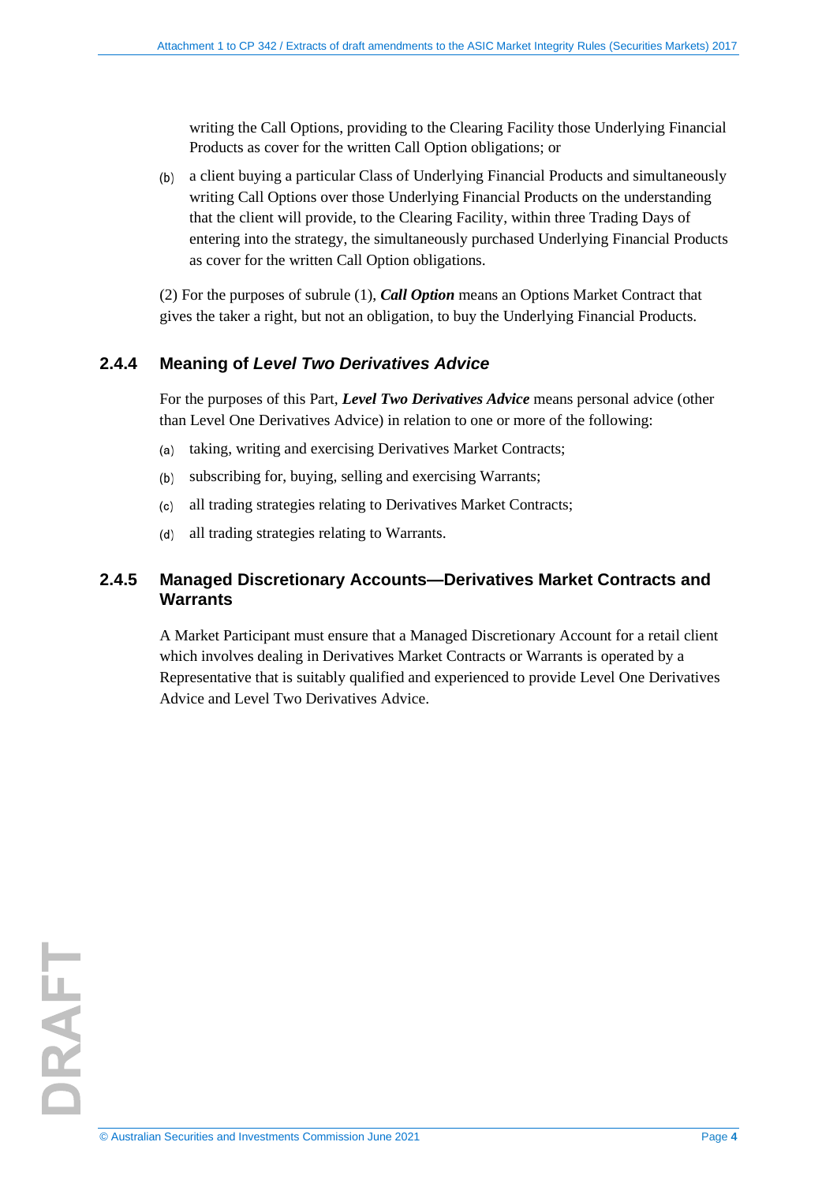writing the Call Options, providing to the Clearing Facility those Underlying Financial Products as cover for the written Call Option obligations; or

(b) a client buying a particular Class of Underlying Financial Products and simultaneously writing Call Options over those Underlying Financial Products on the understanding that the client will provide, to the Clearing Facility, within three Trading Days of entering into the strategy, the simultaneously purchased Underlying Financial Products as cover for the written Call Option obligations.

(2) For the purposes of subrule (1), ***Call Option*** means an Options Market Contract that gives the taker a right, but not an obligation, to buy the Underlying Financial Products.

### 2.4.4 Meaning of *Level Two Derivatives Advice*

For the purposes of this Part, ***Level Two Derivatives Advice*** means personal advice (other than Level One Derivatives Advice) in relation to one or more of the following:

(a) taking, writing and exercising Derivatives Market Contracts;

(b) subscribing for, buying, selling and exercising Warrants;

(c) all trading strategies relating to Derivatives Market Contracts;

(d) all trading strategies relating to Warrants.

### 2.4.5 Managed Discretionary Accounts—Derivatives Market Contracts and Warrants

A Market Participant must ensure that a Managed Discretionary Account for a retail client which involves dealing in Derivatives Market Contracts or Warrants is operated by a Representative that is suitably qualified and experienced to provide Level One Derivatives Advice and Level Two Derivatives Advice.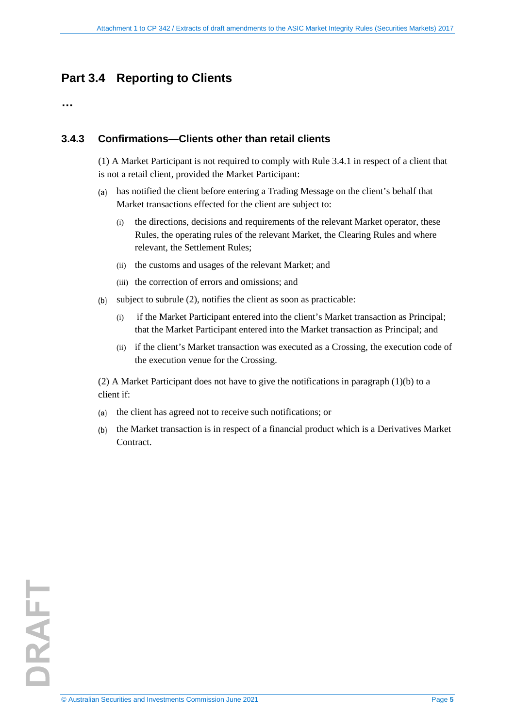## Part 3.4 Reporting to Clients

…

### 3.4.3 Confirmations—Clients other than retail clients

(1) A Market Participant is not required to comply with Rule 3.4.1 in respect of a client that is not a retail client, provided the Market Participant:

(a) has notified the client before entering a Trading Message on the client's behalf that Market transactions effected for the client are subject to:

- (i) the directions, decisions and requirements of the relevant Market operator, these Rules, the operating rules of the relevant Market, the Clearing Rules and where relevant, the Settlement Rules;
- (ii) the customs and usages of the relevant Market; and
- (iii) the correction of errors and omissions; and

(b) subject to subrule (2), notifies the client as soon as practicable:

- (i) if the Market Participant entered into the client's Market transaction as Principal; that the Market Participant entered into the Market transaction as Principal; and
- (ii) if the client's Market transaction was executed as a Crossing, the execution code of the execution venue for the Crossing.

(2) A Market Participant does not have to give the notifications in paragraph (1)(b) to a client if:

(a) the client has agreed not to receive such notifications; or

(b) the Market transaction is in respect of a financial product which is a Derivatives Market Contract.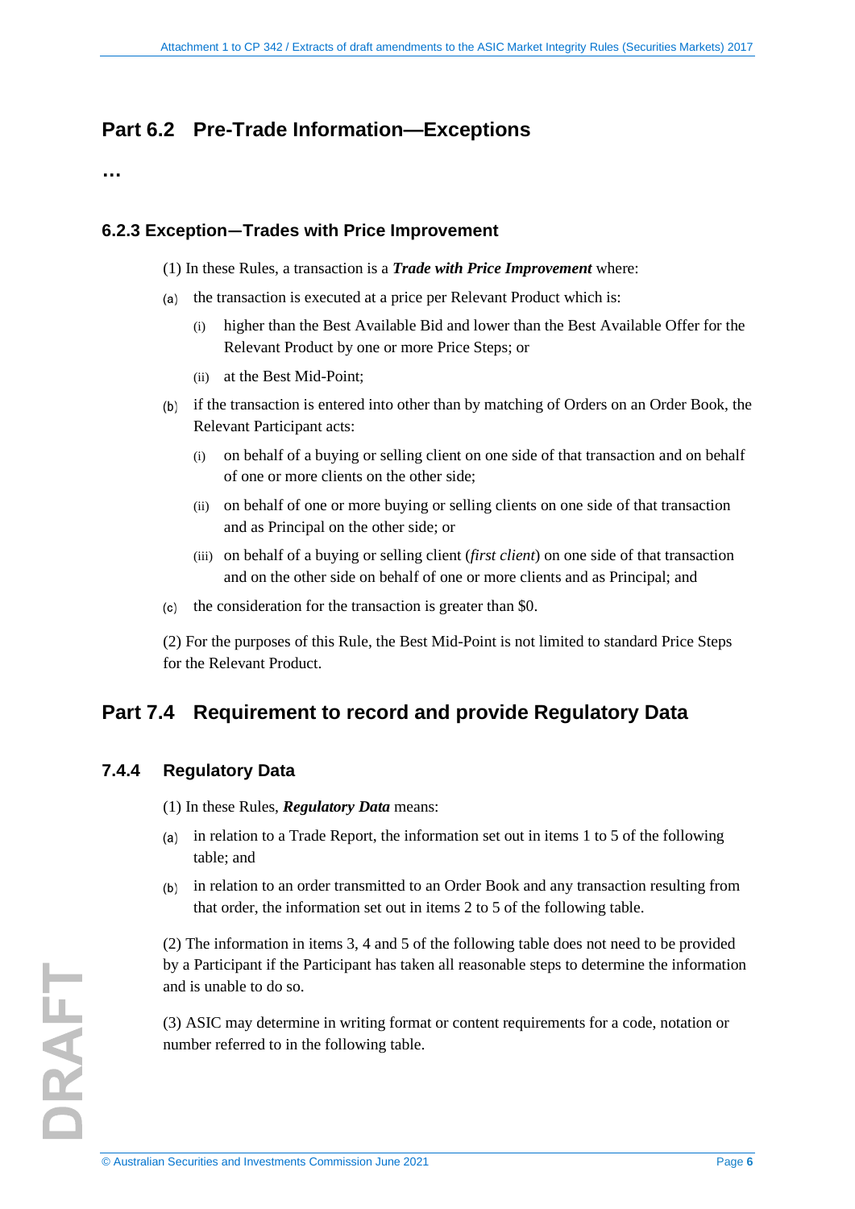## Part 6.2 Pre-Trade Information—Exceptions

…

### 6.2.3 Exception—Trades with Price Improvement

(1) In these Rules, a transaction is a ***Trade with Price Improvement*** where:

(a) the transaction is executed at a price per Relevant Product which is:

  (i) higher than the Best Available Bid and lower than the Best Available Offer for the Relevant Product by one or more Price Steps; or

  (ii) at the Best Mid-Point;

(b) if the transaction is entered into other than by matching of Orders on an Order Book, the Relevant Participant acts:

  (i) on behalf of a buying or selling client on one side of that transaction and on behalf of one or more clients on the other side;

  (ii) on behalf of one or more buying or selling clients on one side of that transaction and as Principal on the other side; or

  (iii) on behalf of a buying or selling client (*first client*) on one side of that transaction and on the other side on behalf of one or more clients and as Principal; and

(c) the consideration for the transaction is greater than $0.

(2) For the purposes of this Rule, the Best Mid-Point is not limited to standard Price Steps for the Relevant Product.

## Part 7.4 Requirement to record and provide Regulatory Data

### 7.4.4 Regulatory Data

(1) In these Rules, ***Regulatory Data*** means:

(a) in relation to a Trade Report, the information set out in items 1 to 5 of the following table; and

(b) in relation to an order transmitted to an Order Book and any transaction resulting from that order, the information set out in items 2 to 5 of the following table.

(2) The information in items 3, 4 and 5 of the following table does not need to be provided by a Participant if the Participant has taken all reasonable steps to determine the information and is unable to do so.

(3) ASIC may determine in writing format or content requirements for a code, notation or number referred to in the following table.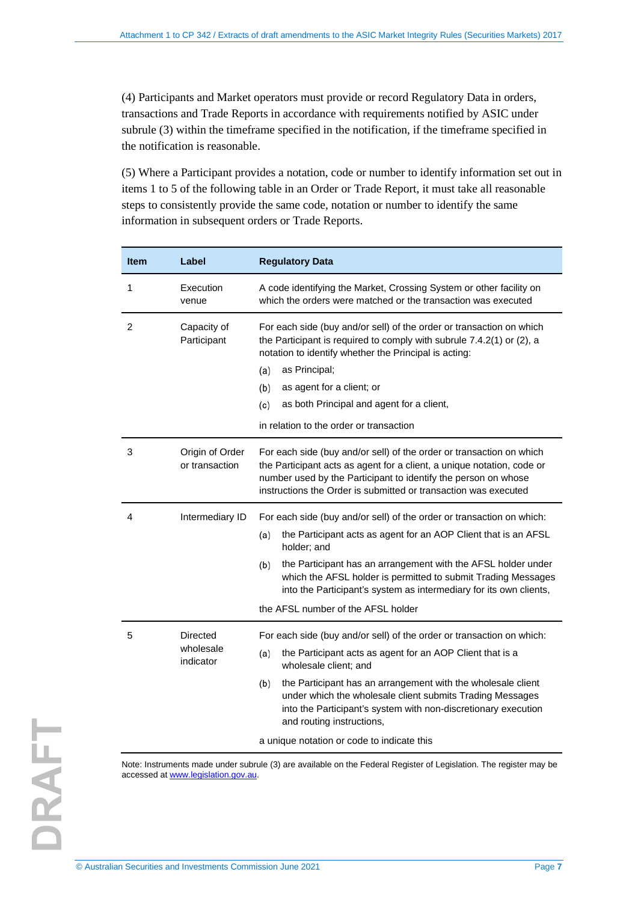(4) Participants and Market operators must provide or record Regulatory Data in orders, transactions and Trade Reports in accordance with requirements notified by ASIC under subrule (3) within the timeframe specified in the notification, if the timeframe specified in the notification is reasonable.

(5) Where a Participant provides a notation, code or number to identify information set out in items 1 to 5 of the following table in an Order or Trade Report, it must take all reasonable steps to consistently provide the same code, notation or number to identify the same information in subsequent orders or Trade Reports.

| Item | Label | Regulatory Data |
|---|---|---|
| 1 | Execution venue | A code identifying the Market, Crossing System or other facility on which the orders were matched or the transaction was executed |
| 2 | Capacity of Participant | For each side (buy and/or sell) of the order or transaction on which the Participant is required to comply with subrule 7.4.2(1) or (2), a notation to identify whether the Principal is acting:<br>(a) as Principal;<br>(b) as agent for a client; or<br>(c) as both Principal and agent for a client,<br>in relation to the order or transaction |
| 3 | Origin of Order or transaction | For each side (buy and/or sell) of the order or transaction on which the Participant acts as agent for a client, a unique notation, code or number used by the Participant to identify the person on whose instructions the Order is submitted or transaction was executed |
| 4 | Intermediary ID | For each side (buy and/or sell) of the order or transaction on which:<br>(a) the Participant acts as agent for an AOP Client that is an AFSL holder; and<br>(b) the Participant has an arrangement with the AFSL holder under which the AFSL holder is permitted to submit Trading Messages into the Participant's system as intermediary for its own clients,<br>the AFSL number of the AFSL holder |
| 5 | Directed wholesale indicator | For each side (buy and/or sell) of the order or transaction on which:<br>(a) the Participant acts as agent for an AOP Client that is a wholesale client; and<br>(b) the Participant has an arrangement with the wholesale client under which the wholesale client submits Trading Messages into the Participant's system with non-discretionary execution and routing instructions,<br>a unique notation or code to indicate this |

Note: Instruments made under subrule (3) are available on the Federal Register of Legislation. The register may be accessed at www.legislation.gov.au.